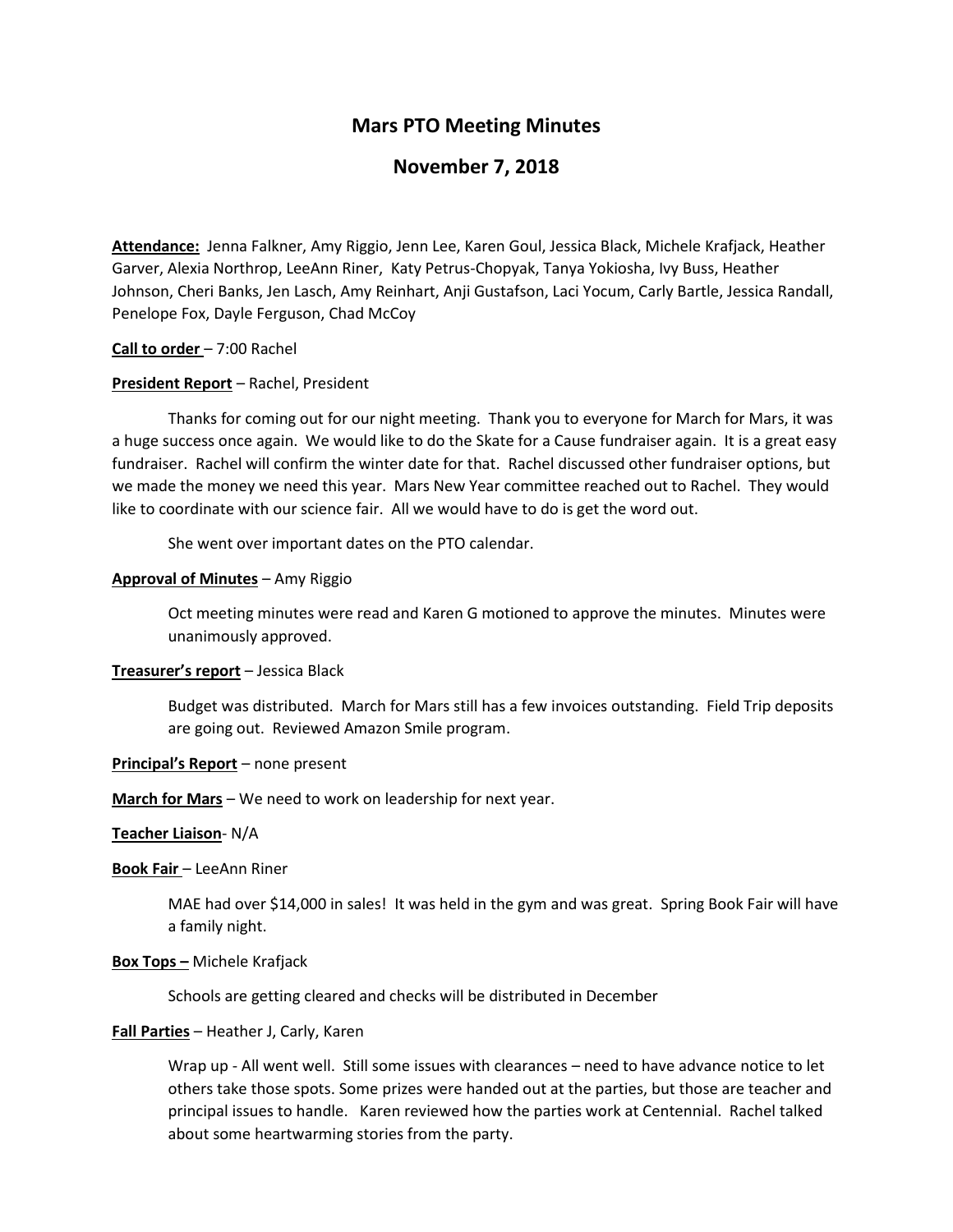# Mars PTO Meeting Minutes

## November 7, 2018

**Attendance:** Jenna Falkner, Amy Riggio, Jenn Lee, Karen Goul, Jessica Black, Michele Krafjack, Heather Garver, Alexia Northrop, LeeAnn Riner, Katy Petrus-Chopyak, Tanya Yokiosha, Ivy Buss, Heather Johnson, Cheri Banks, Jen Lasch, Amy Reinhart, Anji Gustafson, Laci Yocum, Carly Bartle, Jessica Randall, Penelope Fox, Dayle Ferguson, Chad McCoy

**Call to order** – 7:00 Rachel

**President Report** – Rachel, President

Thanks for coming out for our night meeting. Thank you to everyone for March for Mars, it was a huge success once again. We would like to do the Skate for a Cause fundraiser again. It is a great easy fundraiser. Rachel will confirm the winter date for that. Rachel discussed other fundraiser options, but we made the money we need this year. Mars New Year committee reached out to Rachel. They would like to coordinate with our science fair. All we would have to do is get the word out.

She went over important dates on the PTO calendar.

**Approval of Minutes** – Amy Riggio

Oct meeting minutes were read and Karen G motioned to approve the minutes. Minutes were unanimously approved.

**Treasurer's report** – Jessica Black

Budget was distributed. March for Mars still has a few invoices outstanding. Field Trip deposits are going out. Reviewed Amazon Smile program.

**Principal's Report** – none present

**March for Mars** – We need to work on leadership for next year.

**Teacher Liaison**- N/A

**Book Fair** – LeeAnn Riner

MAE had over $14,000 in sales! It was held in the gym and was great. Spring Book Fair will have a family night.

**Box Tops –** Michele Krafjack

Schools are getting cleared and checks will be distributed in December

**Fall Parties** – Heather J, Carly, Karen

Wrap up - All went well. Still some issues with clearances – need to have advance notice to let others take those spots. Some prizes were handed out at the parties, but those are teacher and principal issues to handle. Karen reviewed how the parties work at Centennial. Rachel talked about some heartwarming stories from the party.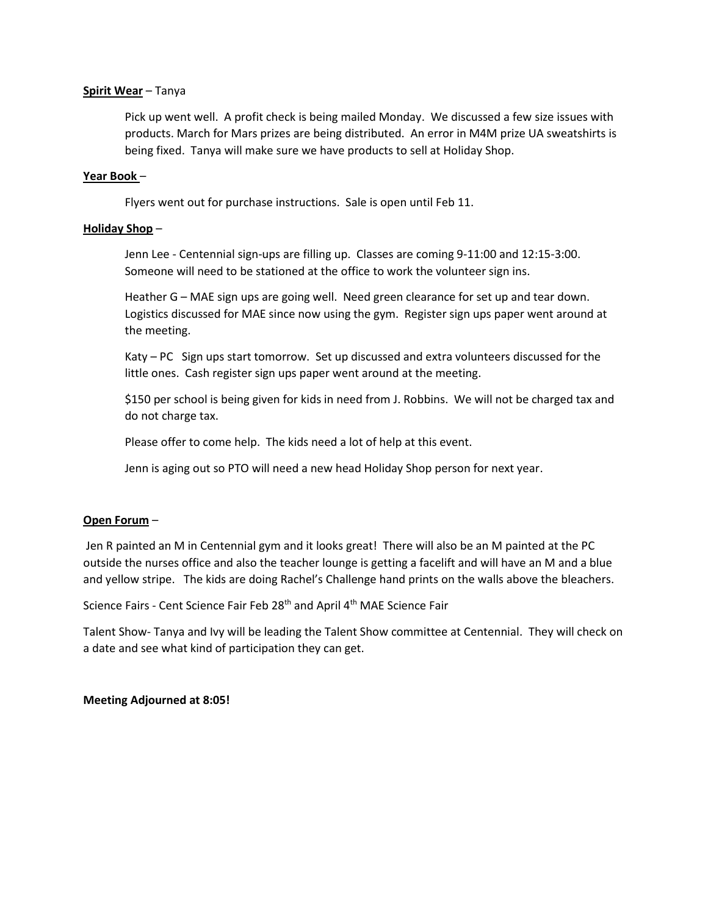**<u>Spirit Wear</u>** – Tanya

Pick up went well. A profit check is being mailed Monday. We discussed a few size issues with products. March for Mars prizes are being distributed. An error in M4M prize UA sweatshirts is being fixed. Tanya will make sure we have products to sell at Holiday Shop.

**<u>Year Book</u>** –

Flyers went out for purchase instructions. Sale is open until Feb 11.

**<u>Holiday Shop</u>** –

Jenn Lee - Centennial sign-ups are filling up. Classes are coming 9-11:00 and 12:15-3:00. Someone will need to be stationed at the office to work the volunteer sign ins.

Heather G – MAE sign ups are going well. Need green clearance for set up and tear down. Logistics discussed for MAE since now using the gym. Register sign ups paper went around at the meeting.

Katy – PC Sign ups start tomorrow. Set up discussed and extra volunteers discussed for the little ones. Cash register sign ups paper went around at the meeting.

$150 per school is being given for kids in need from J. Robbins. We will not be charged tax and do not charge tax.

Please offer to come help. The kids need a lot of help at this event.

Jenn is aging out so PTO will need a new head Holiday Shop person for next year.

**<u>Open Forum</u>** –

Jen R painted an M in Centennial gym and it looks great! There will also be an M painted at the PC outside the nurses office and also the teacher lounge is getting a facelift and will have an M and a blue and yellow stripe. The kids are doing Rachel's Challenge hand prints on the walls above the bleachers.

Science Fairs - Cent Science Fair Feb 28th and April 4th MAE Science Fair

Talent Show- Tanya and Ivy will be leading the Talent Show committee at Centennial. They will check on a date and see what kind of participation they can get.

**Meeting Adjourned at 8:05!**